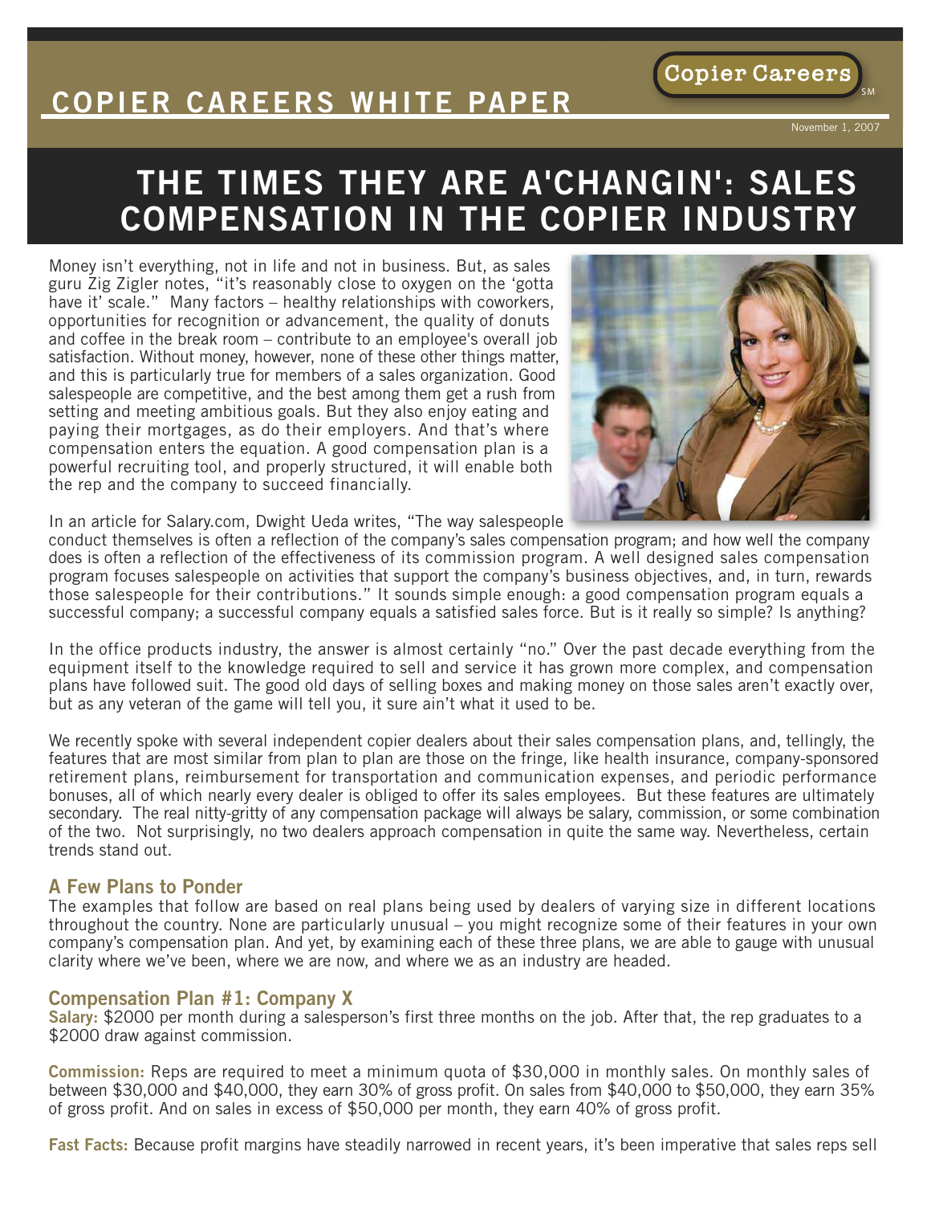# COPIER CAREERS WHITE PAPER

Copier Careers℠

November 1, 2007

# THE TIMES THEY ARE A'CHANGIN': SALES COMPENSATION IN THE COPIER INDUSTRY

Money isn't everything, not in life and not in business. But, as sales guru Zig Zigler notes, "it's reasonably close to oxygen on the 'gotta have it' scale." Many factors – healthy relationships with coworkers, opportunities for recognition or advancement, the quality of donuts and coffee in the break room – contribute to an employee's overall job satisfaction. Without money, however, none of these other things matter, and this is particularly true for members of a sales organization. Good salespeople are competitive, and the best among them get a rush from setting and meeting ambitious goals. But they also enjoy eating and paying their mortgages, as do their employers. And that's where compensation enters the equation. A good compensation plan is a powerful recruiting tool, and properly structured, it will enable both the rep and the company to succeed financially.

In an article for Salary.com, Dwight Ueda writes, "The way salespeople conduct themselves is often a reflection of the company's sales compensation program; and how well the company does is often a reflection of the effectiveness of its commission program. A well designed sales compensation program focuses salespeople on activities that support the company's business objectives, and, in turn, rewards those salespeople for their contributions." It sounds simple enough: a good compensation program equals a successful company; a successful company equals a satisfied sales force. But is it really so simple? Is anything?

In the office products industry, the answer is almost certainly "no." Over the past decade everything from the equipment itself to the knowledge required to sell and service it has grown more complex, and compensation plans have followed suit. The good old days of selling boxes and making money on those sales aren't exactly over, but as any veteran of the game will tell you, it sure ain't what it used to be.

We recently spoke with several independent copier dealers about their sales compensation plans, and, tellingly, the features that are most similar from plan to plan are those on the fringe, like health insurance, company-sponsored retirement plans, reimbursement for transportation and communication expenses, and periodic performance bonuses, all of which nearly every dealer is obliged to offer its sales employees. But these features are ultimately secondary. The real nitty-gritty of any compensation package will always be salary, commission, or some combination of the two. Not surprisingly, no two dealers approach compensation in quite the same way. Nevertheless, certain trends stand out.

## A Few Plans to Ponder

The examples that follow are based on real plans being used by dealers of varying size in different locations throughout the country. None are particularly unusual – you might recognize some of their features in your own company's compensation plan. And yet, by examining each of these three plans, we are able to gauge with unusual clarity where we've been, where we are now, and where we as an industry are headed.

## Compensation Plan #1: Company X

**Salary:** $2000 per month during a salesperson's first three months on the job. After that, the rep graduates to a $2000 draw against commission.

**Commission:** Reps are required to meet a minimum quota of $30,000 in monthly sales. On monthly sales of between $30,000 and $40,000, they earn 30% of gross profit. On sales from $40,000 to $50,000, they earn 35% of gross profit. And on sales in excess of $50,000 per month, they earn 40% of gross profit.

**Fast Facts:** Because profit margins have steadily narrowed in recent years, it's been imperative that sales reps sell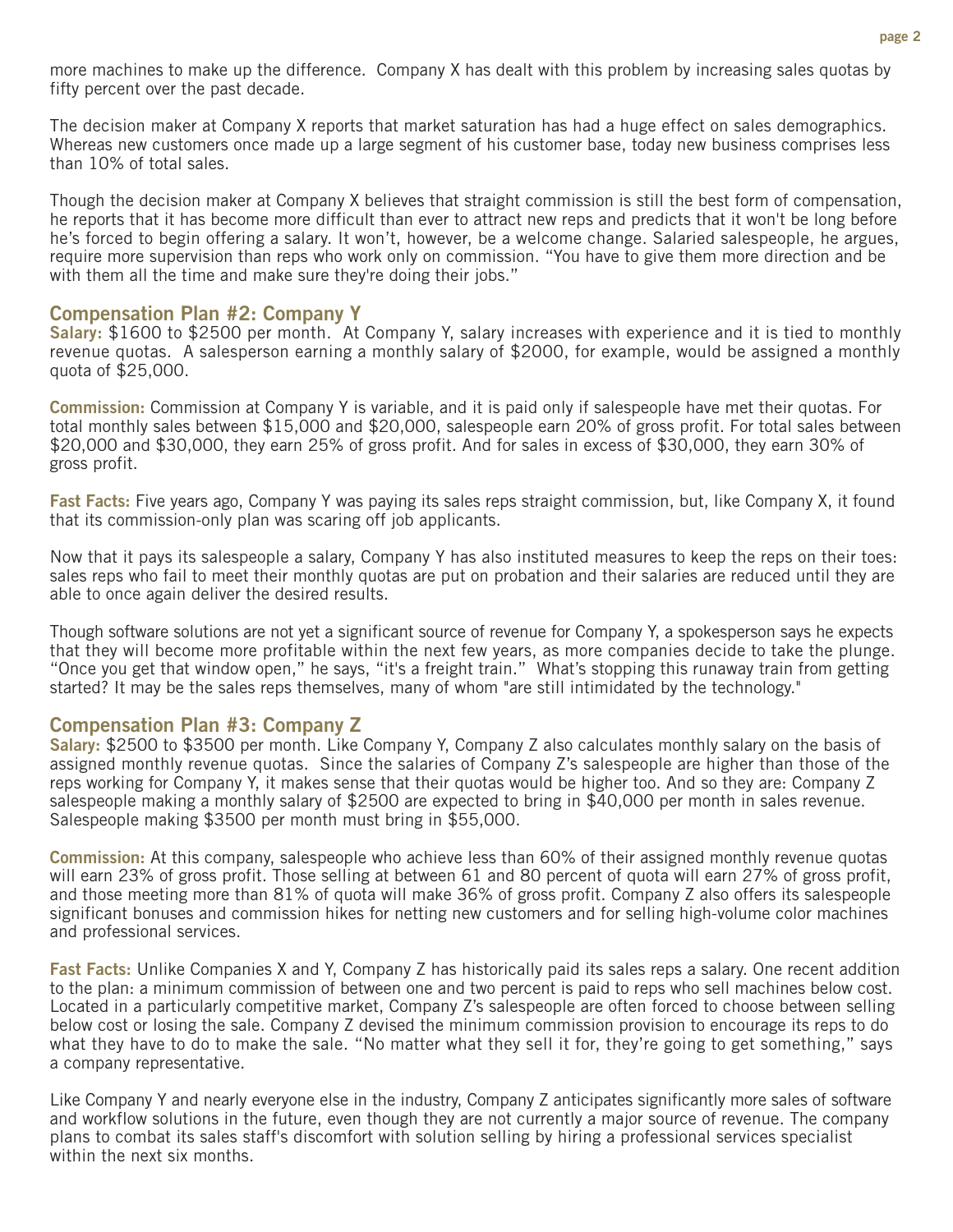more machines to make up the difference.  Company X has dealt with this problem by increasing sales quotas by fifty percent over the past decade.

The decision maker at Company X reports that market saturation has had a huge effect on sales demographics. Whereas new customers once made up a large segment of his customer base, today new business comprises less than 10% of total sales.

Though the decision maker at Company X believes that straight commission is still the best form of compensation, he reports that it has become more difficult than ever to attract new reps and predicts that it won't be long before he's forced to begin offering a salary. It won't, however, be a welcome change. Salaried salespeople, he argues, require more supervision than reps who work only on commission. "You have to give them more direction and be with them all the time and make sure they're doing their jobs."

## Compensation Plan #2: Company Y

**Salary:** $1600 to $2500 per month.  At Company Y, salary increases with experience and it is tied to monthly revenue quotas.  A salesperson earning a monthly salary of $2000, for example, would be assigned a monthly quota of $25,000.

**Commission:** Commission at Company Y is variable, and it is paid only if salespeople have met their quotas. For total monthly sales between $15,000 and $20,000, salespeople earn 20% of gross profit. For total sales between $20,000 and $30,000, they earn 25% of gross profit. And for sales in excess of $30,000, they earn 30% of gross profit.

**Fast Facts:** Five years ago, Company Y was paying its sales reps straight commission, but, like Company X, it found that its commission-only plan was scaring off job applicants.

Now that it pays its salespeople a salary, Company Y has also instituted measures to keep the reps on their toes: sales reps who fail to meet their monthly quotas are put on probation and their salaries are reduced until they are able to once again deliver the desired results.

Though software solutions are not yet a significant source of revenue for Company Y, a spokesperson says he expects that they will become more profitable within the next few years, as more companies decide to take the plunge. "Once you get that window open," he says, "it's a freight train."  What's stopping this runaway train from getting started? It may be the sales reps themselves, many of whom "are still intimidated by the technology."

## Compensation Plan #3: Company Z

**Salary:** $2500 to $3500 per month. Like Company Y, Company Z also calculates monthly salary on the basis of assigned monthly revenue quotas.  Since the salaries of Company Z's salespeople are higher than those of the reps working for Company Y, it makes sense that their quotas would be higher too. And so they are: Company Z salespeople making a monthly salary of $2500 are expected to bring in $40,000 per month in sales revenue. Salespeople making $3500 per month must bring in $55,000.

**Commission:** At this company, salespeople who achieve less than 60% of their assigned monthly revenue quotas will earn 23% of gross profit. Those selling at between 61 and 80 percent of quota will earn 27% of gross profit, and those meeting more than 81% of quota will make 36% of gross profit. Company Z also offers its salespeople significant bonuses and commission hikes for netting new customers and for selling high-volume color machines and professional services.

**Fast Facts:** Unlike Companies X and Y, Company Z has historically paid its sales reps a salary. One recent addition to the plan: a minimum commission of between one and two percent is paid to reps who sell machines below cost. Located in a particularly competitive market, Company Z's salespeople are often forced to choose between selling below cost or losing the sale. Company Z devised the minimum commission provision to encourage its reps to do what they have to do to make the sale. "No matter what they sell it for, they're going to get something," says a company representative.

Like Company Y and nearly everyone else in the industry, Company Z anticipates significantly more sales of software and workflow solutions in the future, even though they are not currently a major source of revenue. The company plans to combat its sales staff's discomfort with solution selling by hiring a professional services specialist within the next six months.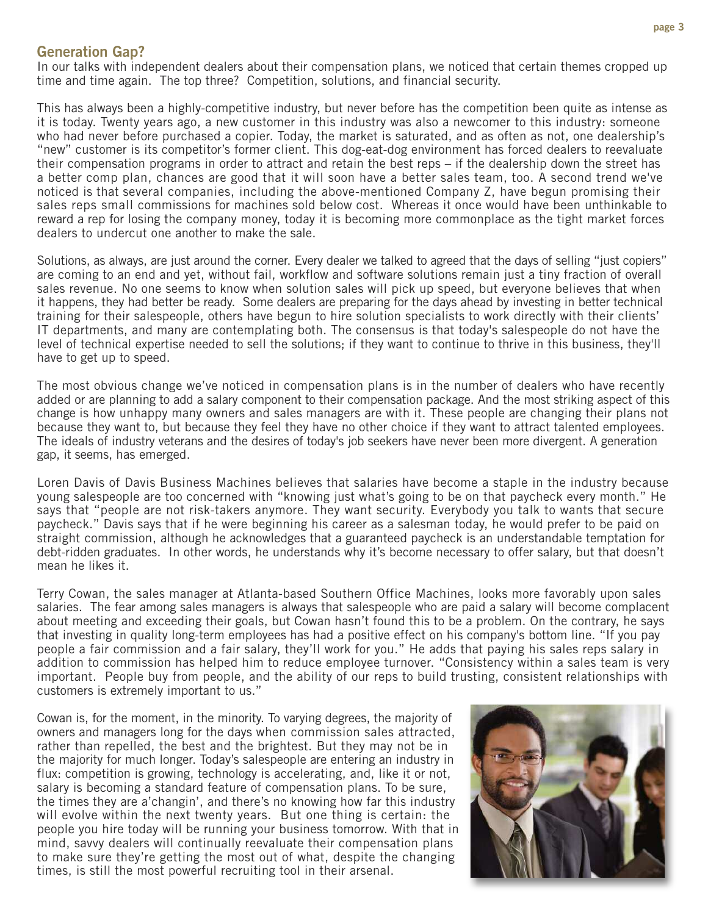## Generation Gap?

In our talks with independent dealers about their compensation plans, we noticed that certain themes cropped up time and time again. The top three? Competition, solutions, and financial security.

This has always been a highly-competitive industry, but never before has the competition been quite as intense as it is today. Twenty years ago, a new customer in this industry was also a newcomer to this industry: someone who had never before purchased a copier. Today, the market is saturated, and as often as not, one dealership's "new" customer is its competitor's former client. This dog-eat-dog environment has forced dealers to reevaluate their compensation programs in order to attract and retain the best reps – if the dealership down the street has a better comp plan, chances are good that it will soon have a better sales team, too. A second trend we've noticed is that several companies, including the above-mentioned Company Z, have begun promising their sales reps small commissions for machines sold below cost. Whereas it once would have been unthinkable to reward a rep for losing the company money, today it is becoming more commonplace as the tight market forces dealers to undercut one another to make the sale.

Solutions, as always, are just around the corner. Every dealer we talked to agreed that the days of selling "just copiers" are coming to an end and yet, without fail, workflow and software solutions remain just a tiny fraction of overall sales revenue. No one seems to know when solution sales will pick up speed, but everyone believes that when it happens, they had better be ready. Some dealers are preparing for the days ahead by investing in better technical training for their salespeople, others have begun to hire solution specialists to work directly with their clients' IT departments, and many are contemplating both. The consensus is that today's salespeople do not have the level of technical expertise needed to sell the solutions; if they want to continue to thrive in this business, they'll have to get up to speed.

The most obvious change we've noticed in compensation plans is in the number of dealers who have recently added or are planning to add a salary component to their compensation package. And the most striking aspect of this change is how unhappy many owners and sales managers are with it. These people are changing their plans not because they want to, but because they feel they have no other choice if they want to attract talented employees. The ideals of industry veterans and the desires of today's job seekers have never been more divergent. A generation gap, it seems, has emerged.

Loren Davis of Davis Business Machines believes that salaries have become a staple in the industry because young salespeople are too concerned with "knowing just what's going to be on that paycheck every month." He says that "people are not risk-takers anymore. They want security. Everybody you talk to wants that secure paycheck." Davis says that if he were beginning his career as a salesman today, he would prefer to be paid on straight commission, although he acknowledges that a guaranteed paycheck is an understandable temptation for debt-ridden graduates. In other words, he understands why it's become necessary to offer salary, but that doesn't mean he likes it.

Terry Cowan, the sales manager at Atlanta-based Southern Office Machines, looks more favorably upon sales salaries. The fear among sales managers is always that salespeople who are paid a salary will become complacent about meeting and exceeding their goals, but Cowan hasn't found this to be a problem. On the contrary, he says that investing in quality long-term employees has had a positive effect on his company's bottom line. "If you pay people a fair commission and a fair salary, they'll work for you." He adds that paying his sales reps salary in addition to commission has helped him to reduce employee turnover. "Consistency within a sales team is very important. People buy from people, and the ability of our reps to build trusting, consistent relationships with customers is extremely important to us."

Cowan is, for the moment, in the minority. To varying degrees, the majority of owners and managers long for the days when commission sales attracted, rather than repelled, the best and the brightest. But they may not be in the majority for much longer. Today's salespeople are entering an industry in flux: competition is growing, technology is accelerating, and, like it or not, salary is becoming a standard feature of compensation plans. To be sure, the times they are a'changin', and there's no knowing how far this industry will evolve within the next twenty years. But one thing is certain: the people you hire today will be running your business tomorrow. With that in mind, savvy dealers will continually reevaluate their compensation plans to make sure they're getting the most out of what, despite the changing times, is still the most powerful recruiting tool in their arsenal.